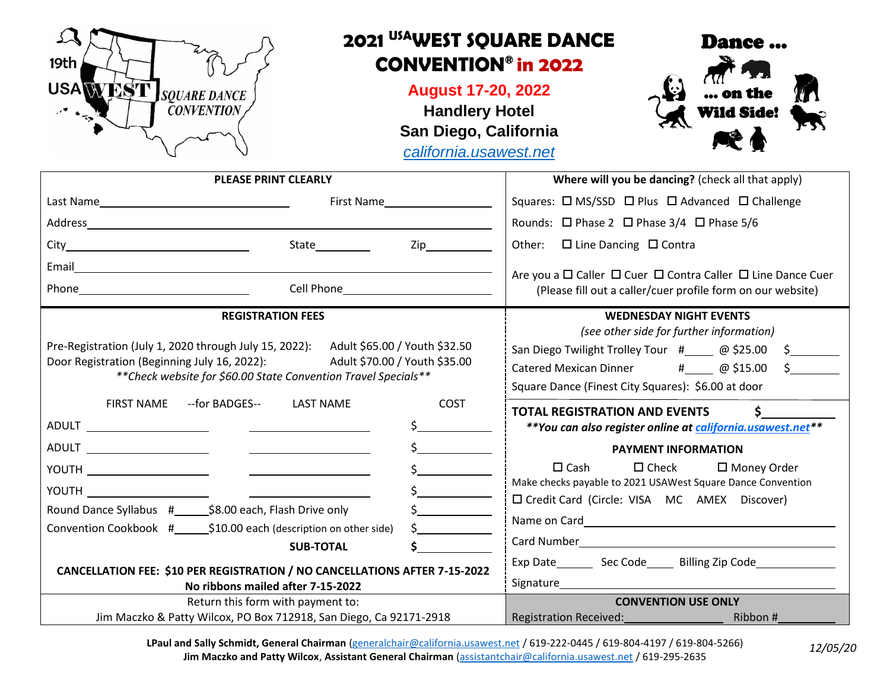# 2021 USAWEST SQUARE DANCE CONVENTION® in 2022

**August 17-20, 2022**
**Handlery Hotel**
**San Diego, California**
*california.usawest.net*

19th USA WEST SQUARE DANCE CONVENTION

**Dance ... on the Wild Side!**

**PLEASE PRINT CLEARLY**

Last Name\_\_\_\_\_\_\_\_\_\_\_\_\_\_\_\_\_\_\_\_ First Name\_\_\_\_\_\_\_\_\_\_\_\_\_\_\_\_

Address\_\_\_\_\_\_\_\_\_\_\_\_\_\_\_\_\_\_\_\_\_\_\_\_\_\_\_\_\_\_\_\_\_\_\_\_\_\_\_\_

City\_\_\_\_\_\_\_\_\_\_\_\_\_\_\_\_\_\_\_\_ State\_\_\_\_\_\_\_\_ Zip\_\_\_\_\_\_\_\_

Email\_\_\_\_\_\_\_\_\_\_\_\_\_\_\_\_\_\_\_\_\_\_\_\_\_\_\_\_\_\_\_\_\_\_\_\_\_\_\_\_

Phone\_\_\_\_\_\_\_\_\_\_\_\_\_\_\_\_\_\_\_\_ Cell Phone\_\_\_\_\_\_\_\_\_\_\_\_\_\_\_\_\_\_\_\_

**Where will you be dancing?** (check all that apply)

Squares: ☐ MS/SSD ☐ Plus ☐ Advanced ☐ Challenge

Rounds: ☐ Phase 2 ☐ Phase 3/4 ☐ Phase 5/6

Other: ☐ Line Dancing ☐ Contra

Are you a ☐ Caller ☐ Cuer ☐ Contra Caller ☐ Line Dance Cuer
(Please fill out a caller/cuer profile form on our website)

**REGISTRATION FEES**

Pre-Registration (July 1, 2020 through July 15, 2022): Adult $65.00 / Youth $32.50
Door Registration (Beginning July 16, 2022): Adult $70.00 / Youth $35.00
*\*\*Check website for $60.00 State Convention Travel Specials\*\**

| | FIRST NAME --for BADGES-- | LAST NAME | COST |
|---|---|---|---|
| ADULT | \_\_\_\_\_\_\_\_\_\_ | \_\_\_\_\_\_\_\_\_\_ | $\_\_\_\_\_\_ |
| ADULT | \_\_\_\_\_\_\_\_\_\_ | \_\_\_\_\_\_\_\_\_\_ | $\_\_\_\_\_\_ |
| YOUTH | \_\_\_\_\_\_\_\_\_\_ | \_\_\_\_\_\_\_\_\_\_ | $\_\_\_\_\_\_ |
| YOUTH | \_\_\_\_\_\_\_\_\_\_ | \_\_\_\_\_\_\_\_\_\_ | $\_\_\_\_\_\_ |
| Round Dance Syllabus #\_\_\_\_ | $8.00 each, Flash Drive only | | $\_\_\_\_\_\_ |
| Convention Cookbook #\_\_\_\_ | $10.00 each (description on other side) | | $\_\_\_\_\_\_ |
| | | **SUB-TOTAL** | **$\_\_\_\_\_\_** |

**CANCELLATION FEE: $10 PER REGISTRATION / NO CANCELLATIONS AFTER 7-15-2022**
**No ribbons mailed after 7-15-2022**

Return this form with payment to:
Jim Maczko & Patty Wilcox, PO Box 712918, San Diego, Ca 92171-2918

**WEDNESDAY NIGHT EVENTS**
*(see other side for further information)*

San Diego Twilight Trolley Tour #\_\_\_\_ @ $25.00 $\_\_\_\_\_\_
Catered Mexican Dinner #\_\_\_\_ @ $15.00 $\_\_\_\_\_\_
Square Dance (Finest City Squares): $6.00 at door

**TOTAL REGISTRATION AND EVENTS $\_\_\_\_\_\_\_\_**
***\*\*You can also register online at california.usawest.net\*\****

**PAYMENT INFORMATION**

☐ Cash ☐ Check ☐ Money Order

Make checks payable to 2021 USAWest Square Dance Convention

☐ Credit Card (Circle: VISA MC AMEX Discover)

Name on Card\_\_\_\_\_\_\_\_\_\_\_\_\_\_\_\_\_\_\_\_\_\_\_\_\_\_\_\_

Card Number\_\_\_\_\_\_\_\_\_\_\_\_\_\_\_\_\_\_\_\_\_\_\_\_\_\_\_\_

Exp Date\_\_\_\_\_ Sec Code\_\_\_\_ Billing Zip Code\_\_\_\_\_\_\_\_

Signature\_\_\_\_\_\_\_\_\_\_\_\_\_\_\_\_\_\_\_\_\_\_\_\_\_\_\_\_

**CONVENTION USE ONLY**
Registration Received:\_\_\_\_\_\_\_\_\_\_ Ribbon #\_\_\_\_\_\_\_\_

**LPaul and Sally Schmidt, General Chairman** (generalchair@california.usawest.net / 619-222-0445 / 619-804-4197 / 619-804-5266)
**Jim Maczko and Patty Wilcox**, **Assistant General Chairman** (assistantchair@california.usawest.net / 619-295-2635

*12/05/20*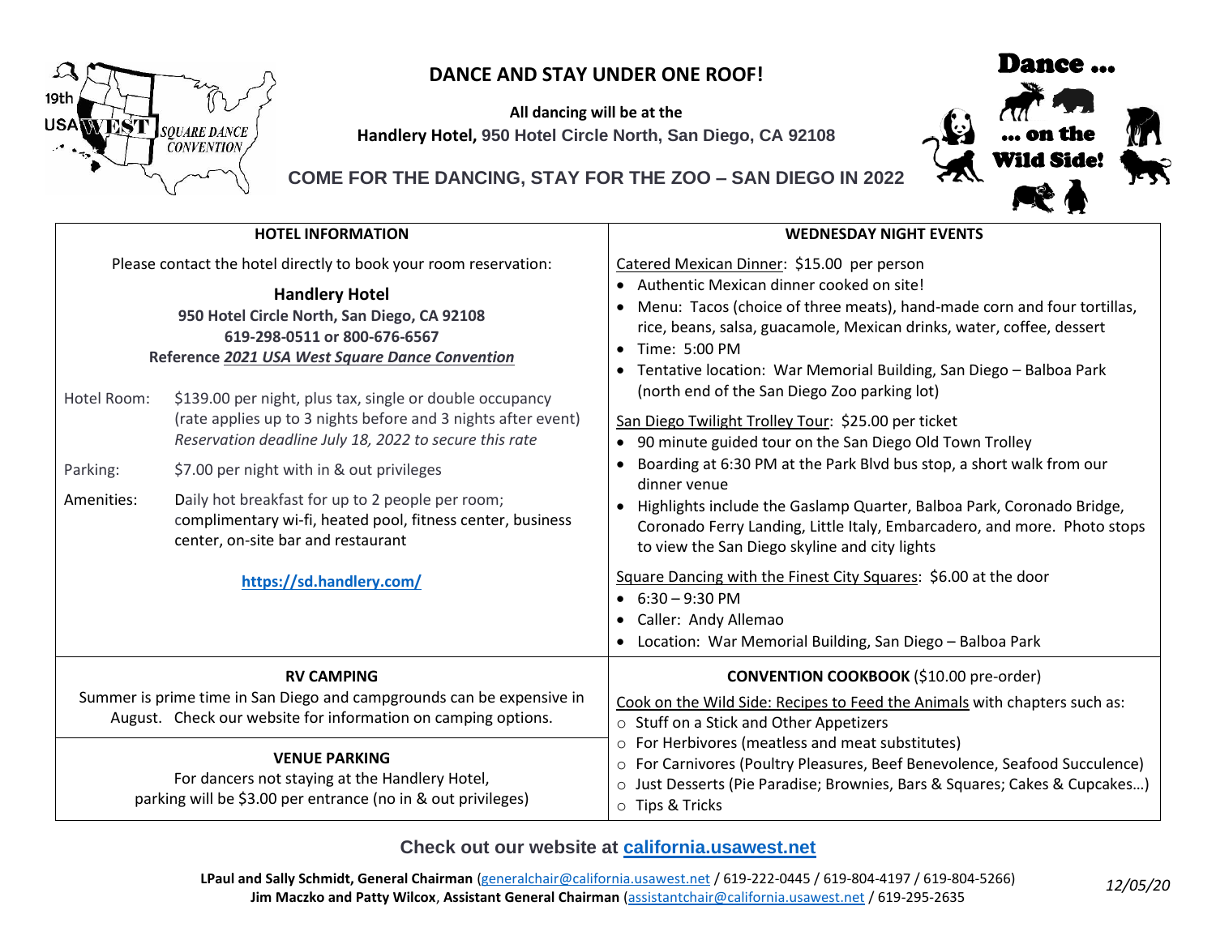# DANCE AND STAY UNDER ONE ROOF!

**All dancing will be at the**
**Handlery Hotel, 950 Hotel Circle North, San Diego, CA 92108**

**COME FOR THE DANCING, STAY FOR THE ZOO – SAN DIEGO IN 2022**

## HOTEL INFORMATION

Please contact the hotel directly to book your room reservation:

**Handlery Hotel**
**950 Hotel Circle North, San Diego, CA 92108**
**619-298-0511 or 800-676-6567**
**Reference *2021 USA West Square Dance Convention***

| | |
|---|---|
| Hotel Room: | $139.00 per night, plus tax, single or double occupancy (rate applies up to 3 nights before and 3 nights after event) *Reservation deadline July 18, 2022 to secure this rate* |
| Parking: | $7.00 per night with in & out privileges |
| Amenities: | Daily hot breakfast for up to 2 people per room; complimentary wi-fi, heated pool, fitness center, business center, on-site bar and restaurant |

**https://sd.handlery.com/**

## WEDNESDAY NIGHT EVENTS

Catered Mexican Dinner: $15.00 per person

- Authentic Mexican dinner cooked on site!
- Menu: Tacos (choice of three meats), hand-made corn and four tortillas, rice, beans, salsa, guacamole, Mexican drinks, water, coffee, dessert
- Time: 5:00 PM
- Tentative location: War Memorial Building, San Diego – Balboa Park (north end of the San Diego Zoo parking lot)

San Diego Twilight Trolley Tour: $25.00 per ticket

- 90 minute guided tour on the San Diego Old Town Trolley
- Boarding at 6:30 PM at the Park Blvd bus stop, a short walk from our dinner venue
- Highlights include the Gaslamp Quarter, Balboa Park, Coronado Bridge, Coronado Ferry Landing, Little Italy, Embarcadero, and more. Photo stops to view the San Diego skyline and city lights

Square Dancing with the Finest City Squares: $6.00 at the door

- 6:30 – 9:30 PM
- Caller: Andy Allemao
- Location: War Memorial Building, San Diego – Balboa Park

## RV CAMPING

Summer is prime time in San Diego and campgrounds can be expensive in August. Check our website for information on camping options.

## VENUE PARKING

For dancers not staying at the Handlery Hotel, parking will be $3.00 per entrance (no in & out privileges)

## CONVENTION COOKBOOK ($10.00 pre-order)

Cook on the Wild Side: Recipes to Feed the Animals with chapters such as:

- Stuff on a Stick and Other Appetizers
- For Herbivores (meatless and meat substitutes)
- For Carnivores (Poultry Pleasures, Beef Benevolence, Seafood Succulence)
- Just Desserts (Pie Paradise; Brownies, Bars & Squares; Cakes & Cupcakes…)
- Tips & Tricks

**Check out our website at california.usawest.net**

**LPaul and Sally Schmidt, General Chairman** (generalchair@california.usawest.net / 619-222-0445 / 619-804-4197 / 619-804-5266)
**Jim Maczko and Patty Wilcox**, **Assistant General Chairman** (assistantchair@california.usawest.net / 619-295-2635

*12/05/20*